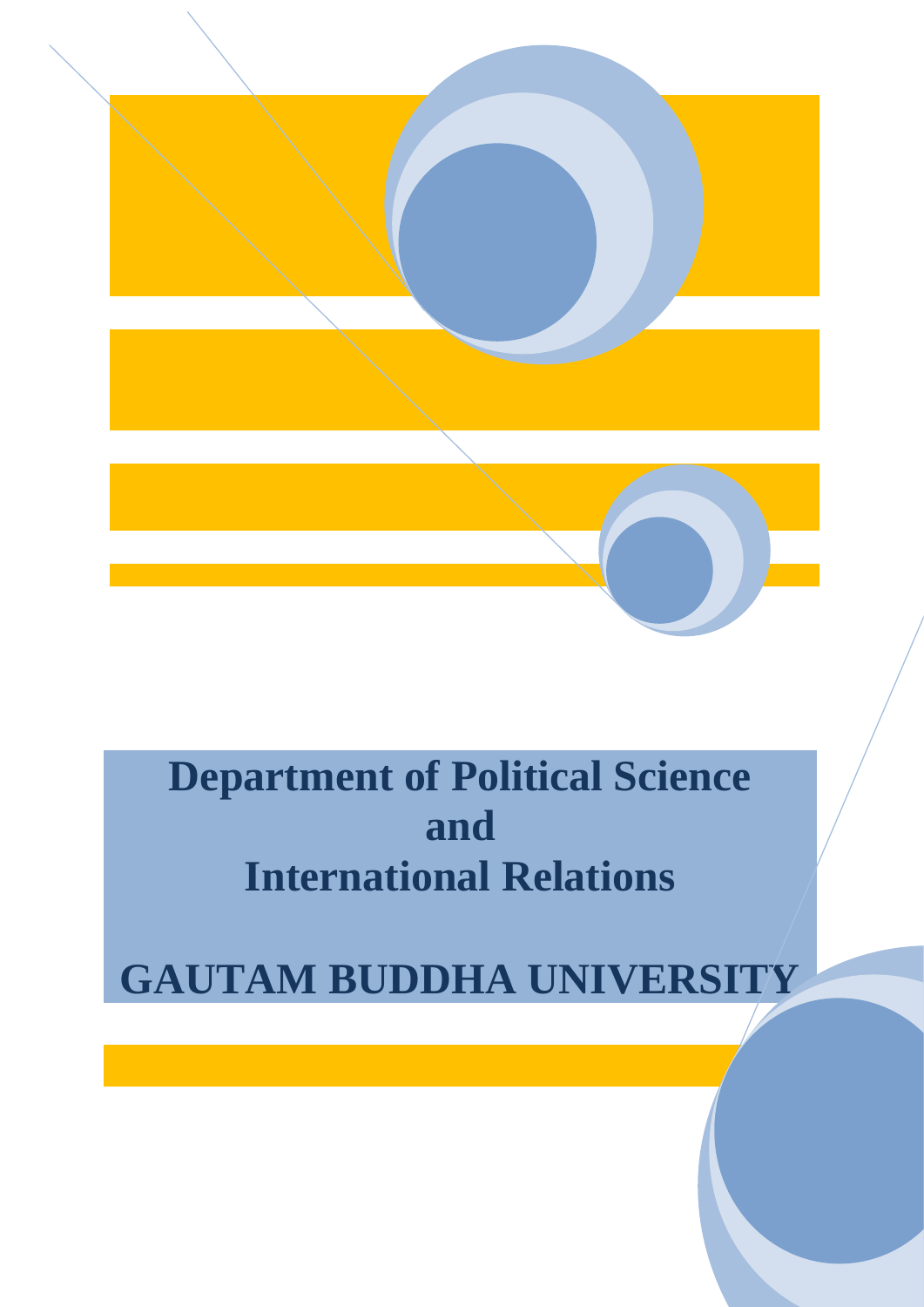# Department of Political Science and International Relations

# GAUTAM BUDDHA UNIVERSITY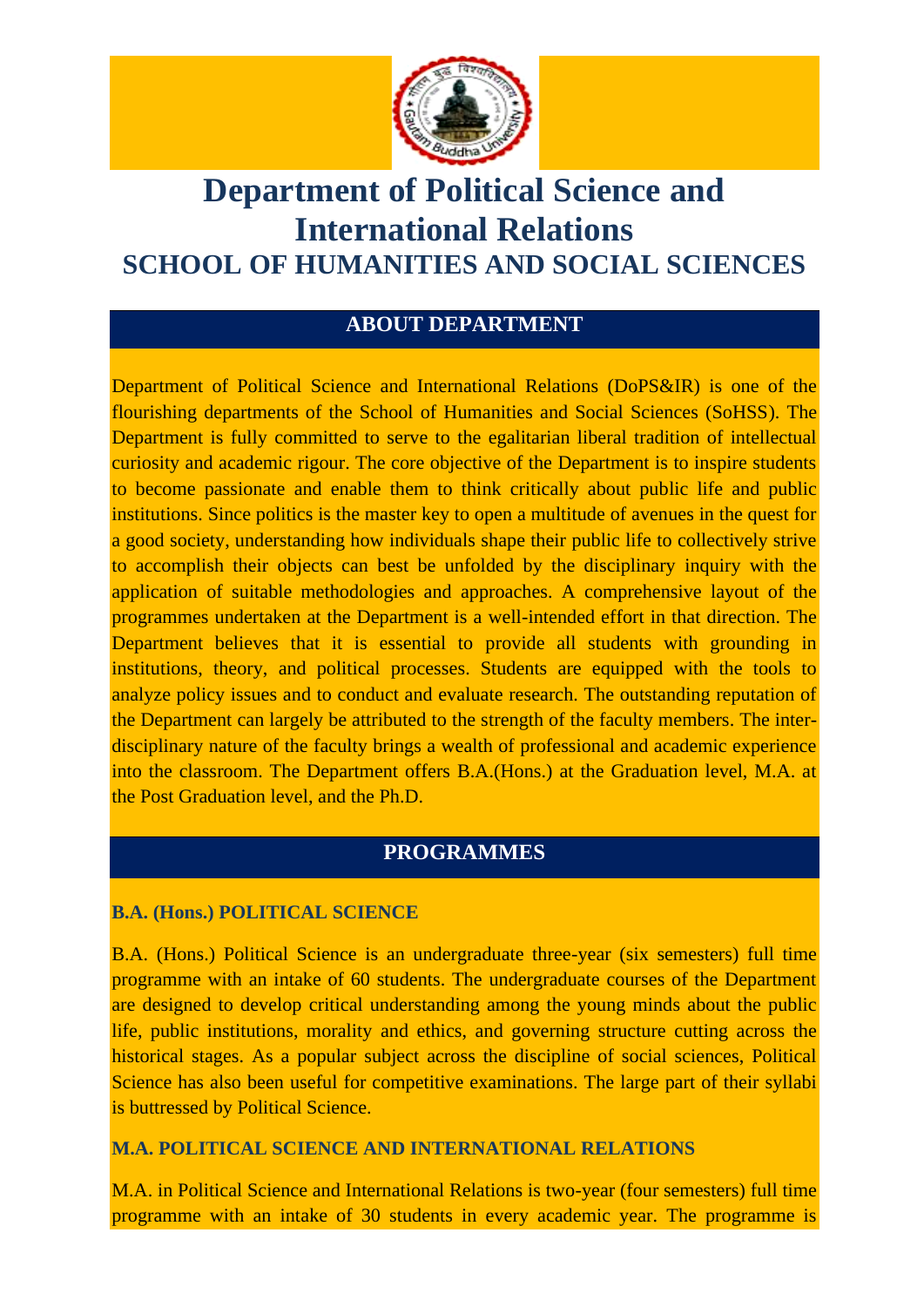# Department of Political Science and International Relations

## SCHOOL OF HUMANITIES AND SOCIAL SCIENCES

### ABOUT DEPARTMENT

Department of Political Science and International Relations (DoPS&IR) is one of the flourishing departments of the School of Humanities and Social Sciences (SoHSS). The Department is fully committed to serve to the egalitarian liberal tradition of intellectual curiosity and academic rigour. The core objective of the Department is to inspire students to become passionate and enable them to think critically about public life and public institutions. Since politics is the master key to open a multitude of avenues in the quest for a good society, understanding how individuals shape their public life to collectively strive to accomplish their objects can best be unfolded by the disciplinary inquiry with the application of suitable methodologies and approaches. A comprehensive layout of the programmes undertaken at the Department is a well-intended effort in that direction. The Department believes that it is essential to provide all students with grounding in institutions, theory, and political processes. Students are equipped with the tools to analyze policy issues and to conduct and evaluate research. The outstanding reputation of the Department can largely be attributed to the strength of the faculty members. The inter-disciplinary nature of the faculty brings a wealth of professional and academic experience into the classroom. The Department offers B.A.(Hons.) at the Graduation level, M.A. at the Post Graduation level, and the Ph.D.

### PROGRAMMES

**B.A. (Hons.) POLITICAL SCIENCE**

B.A. (Hons.) Political Science is an undergraduate three-year (six semesters) full time programme with an intake of 60 students. The undergraduate courses of the Department are designed to develop critical understanding among the young minds about the public life, public institutions, morality and ethics, and governing structure cutting across the historical stages. As a popular subject across the discipline of social sciences, Political Science has also been useful for competitive examinations. The large part of their syllabi is buttressed by Political Science.

**M.A. POLITICAL SCIENCE AND INTERNATIONAL RELATIONS**

M.A. in Political Science and International Relations is two-year (four semesters) full time programme with an intake of 30 students in every academic year. The programme is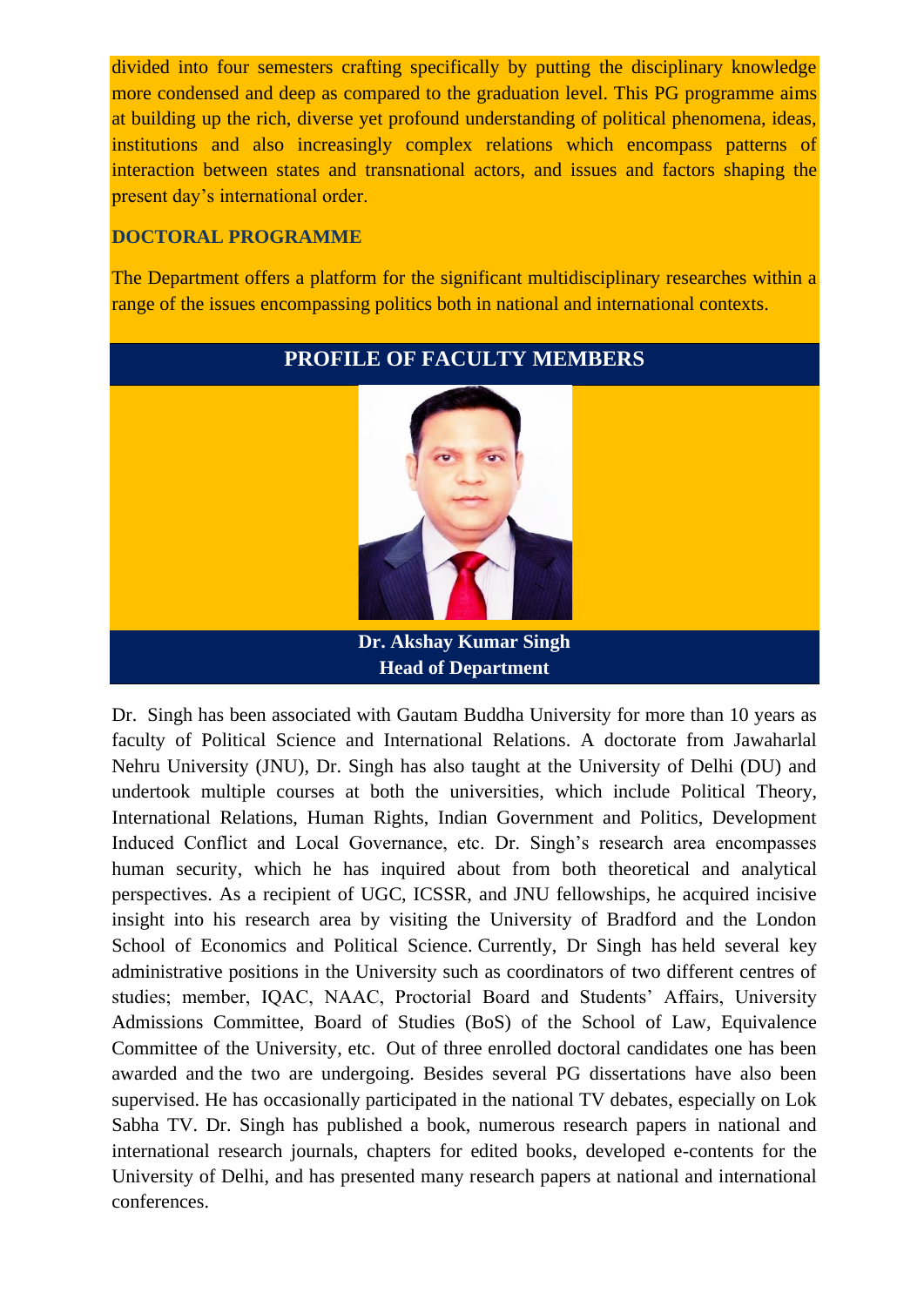divided into four semesters crafting specifically by putting the disciplinary knowledge more condensed and deep as compared to the graduation level. This PG programme aims at building up the rich, diverse yet profound understanding of political phenomena, ideas, institutions and also increasingly complex relations which encompass patterns of interaction between states and transnational actors, and issues and factors shaping the present day's international order.

## DOCTORAL PROGRAMME

The Department offers a platform for the significant multidisciplinary researches within a range of the issues encompassing politics both in national and international contexts.

## PROFILE OF FACULTY MEMBERS

**Dr. Akshay Kumar Singh**
**Head of Department**

Dr. Singh has been associated with Gautam Buddha University for more than 10 years as faculty of Political Science and International Relations. A doctorate from Jawaharlal Nehru University (JNU), Dr. Singh has also taught at the University of Delhi (DU) and undertook multiple courses at both the universities, which include Political Theory, International Relations, Human Rights, Indian Government and Politics, Development Induced Conflict and Local Governance, etc. Dr. Singh's research area encompasses human security, which he has inquired about from both theoretical and analytical perspectives. As a recipient of UGC, ICSSR, and JNU fellowships, he acquired incisive insight into his research area by visiting the University of Bradford and the London School of Economics and Political Science. Currently, Dr Singh has held several key administrative positions in the University such as coordinators of two different centres of studies; member, IQAC, NAAC, Proctorial Board and Students' Affairs, University Admissions Committee, Board of Studies (BoS) of the School of Law, Equivalence Committee of the University, etc. Out of three enrolled doctoral candidates one has been awarded and the two are undergoing. Besides several PG dissertations have also been supervised. He has occasionally participated in the national TV debates, especially on Lok Sabha TV. Dr. Singh has published a book, numerous research papers in national and international research journals, chapters for edited books, developed e-contents for the University of Delhi, and has presented many research papers at national and international conferences.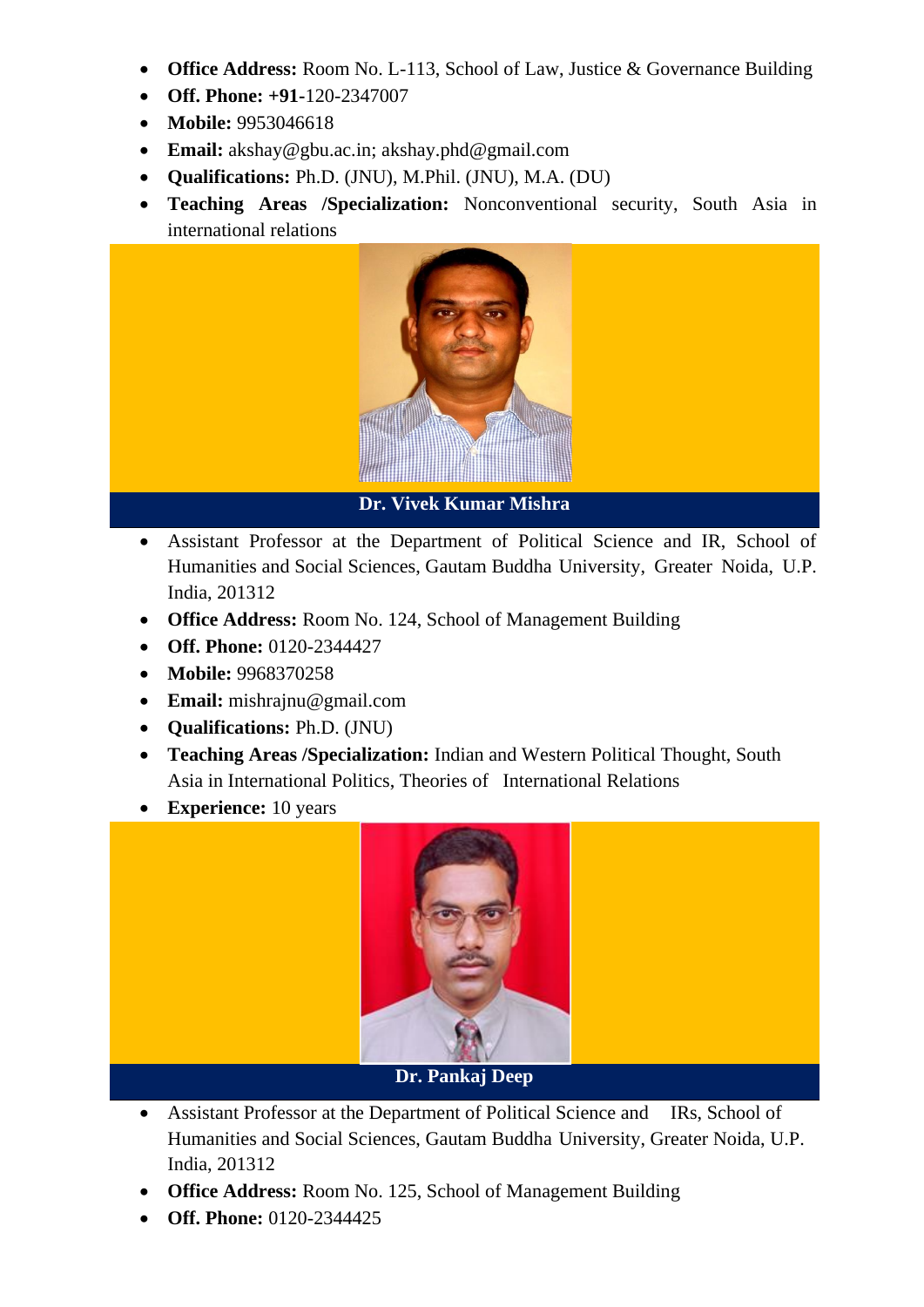- **Office Address:** Room No. L-113, School of Law, Justice & Governance Building
- **Off. Phone: +91-**120-2347007
- **Mobile:** 9953046618
- **Email:** akshay@gbu.ac.in; akshay.phd@gmail.com
- **Qualifications:** Ph.D. (JNU), M.Phil. (JNU), M.A. (DU)
- **Teaching Areas /Specialization:** Nonconventional security, South Asia in international relations

**Dr. Vivek Kumar Mishra**

- Assistant Professor at the Department of Political Science and IR, School of Humanities and Social Sciences, Gautam Buddha University, Greater Noida, U.P. India, 201312
- **Office Address:** Room No. 124, School of Management Building
- **Off. Phone:** 0120-2344427
- **Mobile:** 9968370258
- **Email:** mishrajnu@gmail.com
- **Qualifications:** Ph.D. (JNU)
- **Teaching Areas /Specialization:** Indian and Western Political Thought, South Asia in International Politics, Theories of International Relations
- **Experience:** 10 years

**Dr. Pankaj Deep**

- Assistant Professor at the Department of Political Science and IRs, School of Humanities and Social Sciences, Gautam Buddha University, Greater Noida, U.P. India, 201312
- **Office Address:** Room No. 125, School of Management Building
- **Off. Phone:** 0120-2344425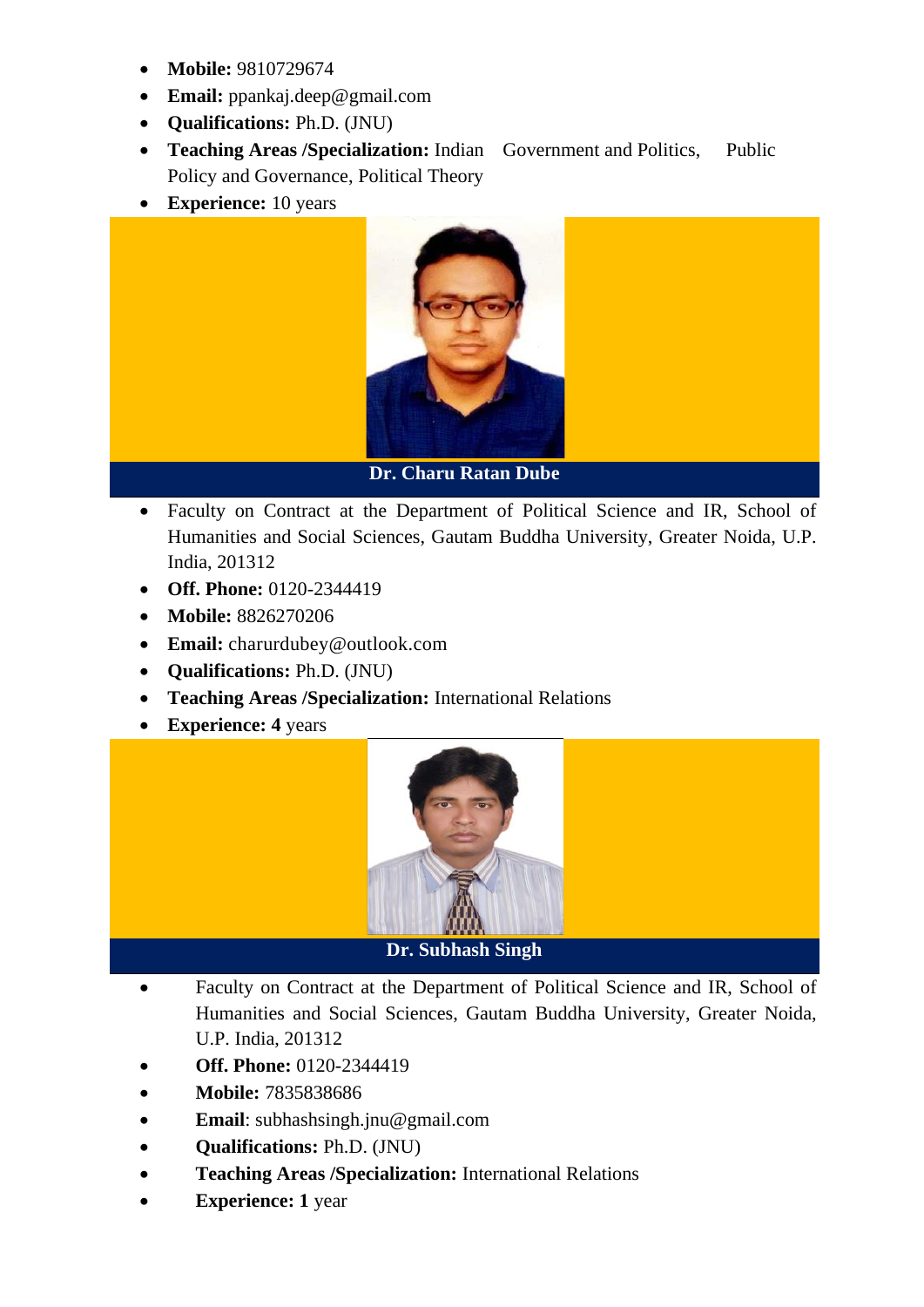- **Mobile:** 9810729674
- **Email:** ppankaj.deep@gmail.com
- **Qualifications:** Ph.D. (JNU)
- **Teaching Areas /Specialization:** Indian Government and Politics, Public Policy and Governance, Political Theory
- **Experience:** 10 years

**Dr. Charu Ratan Dube**

- Faculty on Contract at the Department of Political Science and IR, School of Humanities and Social Sciences, Gautam Buddha University, Greater Noida, U.P. India, 201312
- **Off. Phone:** 0120-2344419
- **Mobile:** 8826270206
- **Email:** charurdubey@outlook.com
- **Qualifications:** Ph.D. (JNU)
- **Teaching Areas /Specialization:** International Relations
- **Experience: 4** years

**Dr. Subhash Singh**

- Faculty on Contract at the Department of Political Science and IR, School of Humanities and Social Sciences, Gautam Buddha University, Greater Noida, U.P. India, 201312
- **Off. Phone:** 0120-2344419
- **Mobile:** 7835838686
- **Email**: subhashsingh.jnu@gmail.com
- **Qualifications:** Ph.D. (JNU)
- **Teaching Areas /Specialization:** International Relations
- **Experience: 1** year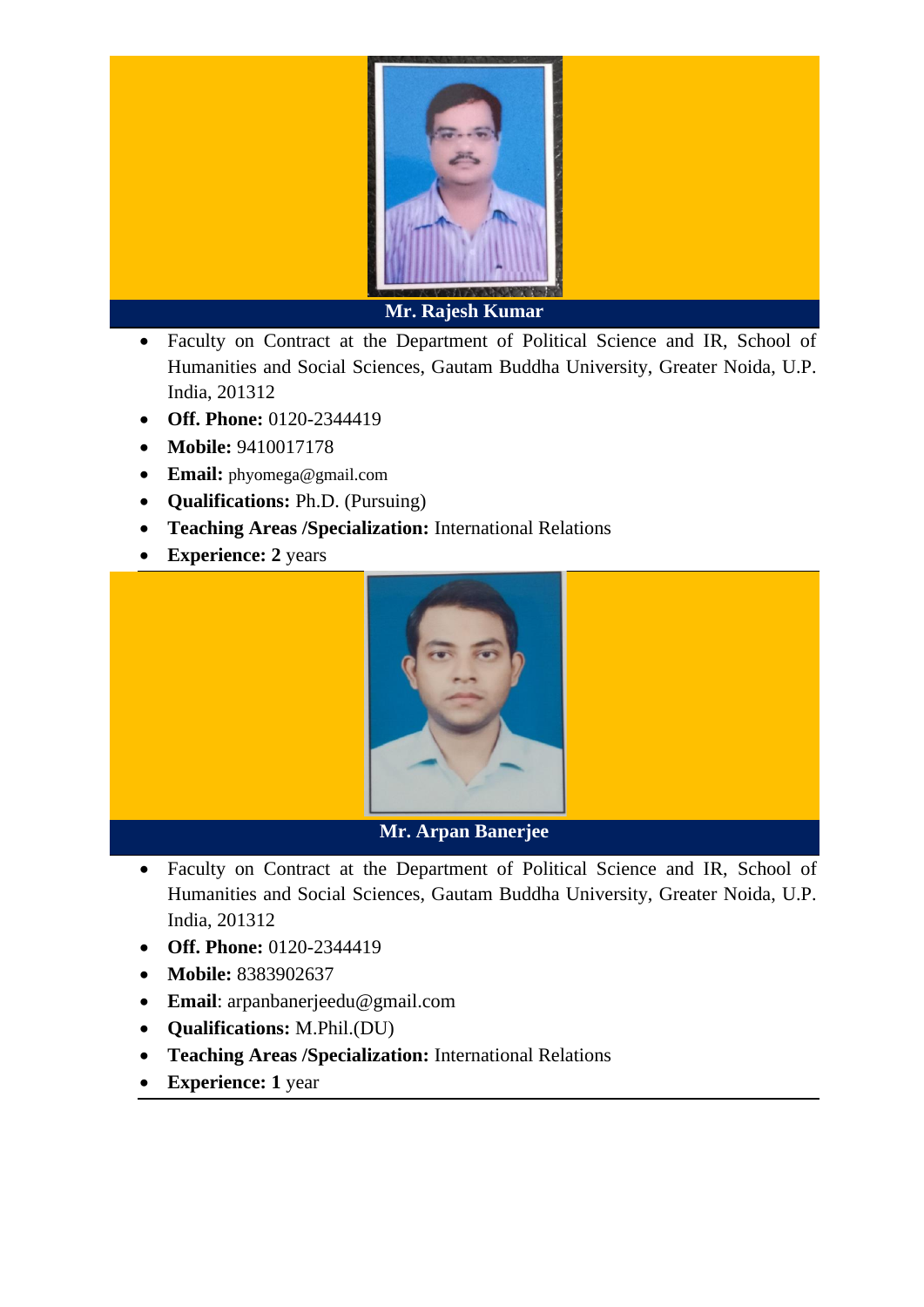**Mr. Rajesh Kumar**

- Faculty on Contract at the Department of Political Science and IR, School of Humanities and Social Sciences, Gautam Buddha University, Greater Noida, U.P. India, 201312
- **Off. Phone:** 0120-2344419
- **Mobile:** 9410017178
- **Email:** phyomega@gmail.com
- **Qualifications:** Ph.D. (Pursuing)
- **Teaching Areas /Specialization:** International Relations
- **Experience: 2** years

**Mr. Arpan Banerjee**

- Faculty on Contract at the Department of Political Science and IR, School of Humanities and Social Sciences, Gautam Buddha University, Greater Noida, U.P. India, 201312
- **Off. Phone:** 0120-2344419
- **Mobile:** 8383902637
- **Email**: arpanbanerjeedu@gmail.com
- **Qualifications:** M.Phil.(DU)
- **Teaching Areas /Specialization:** International Relations
- **Experience: 1** year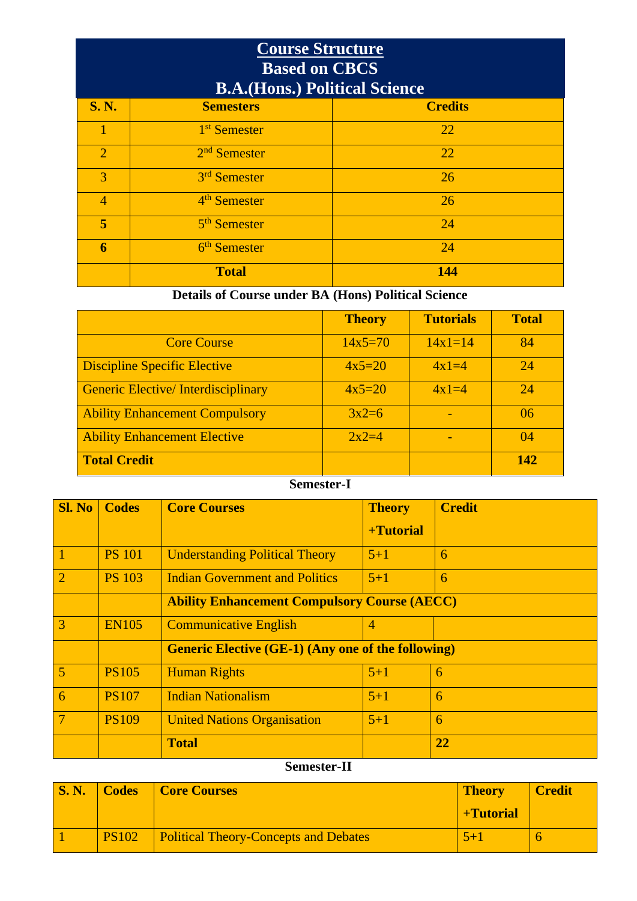## Course Structure
## Based on CBCS
## B.A.(Hons.) Political Science

| S. N. | Semesters | Credits |
|---|---|---|
| 1 | 1st Semester | 22 |
| 2 | 2nd Semester | 22 |
| 3 | 3rd Semester | 26 |
| 4 | 4th Semester | 26 |
| **5** | 5th Semester | 24 |
| **6** | 6th Semester | 24 |
| | **Total** | **144** |

**Details of Course under BA (Hons) Political Science**

| | Theory | Tutorials | Total |
|---|---|---|---|
| Core Course | 14x5=70 | 14x1=14 | 84 |
| Discipline Specific Elective | 4x5=20 | 4x1=4 | 24 |
| Generic Elective/ Interdisciplinary | 4x5=20 | 4x1=4 | 24 |
| Ability Enhancement Compulsory | 3x2=6 | - | 06 |
| Ability Enhancement Elective | 2x2=4 | - | 04 |
| **Total Credit** | | | **142** |

**Semester-I**

| Sl. No | Codes | Core Courses | Theory +Tutorial | Credit |
|---|---|---|---|---|
| 1 | PS 101 | Understanding Political Theory | 5+1 | 6 |
| 2 | PS 103 | Indian Government and Politics | 5+1 | 6 |
| | | **Ability Enhancement Compulsory Course (AECC)** | | |
| 3 | EN105 | Communicative English | 4 | |
| | | **Generic Elective (GE-1) (Any one of the following)** | | |
| 5 | PS105 | Human Rights | 5+1 | 6 |
| 6 | PS107 | Indian Nationalism | 5+1 | 6 |
| 7 | PS109 | United Nations Organisation | 5+1 | 6 |
| | | **Total** | | **22** |

**Semester-II**

| S. N. | Codes | Core Courses | Theory +Tutorial | Credit |
|---|---|---|---|---|
| 1 | PS102 | Political Theory-Concepts and Debates | 5+1 | 6 |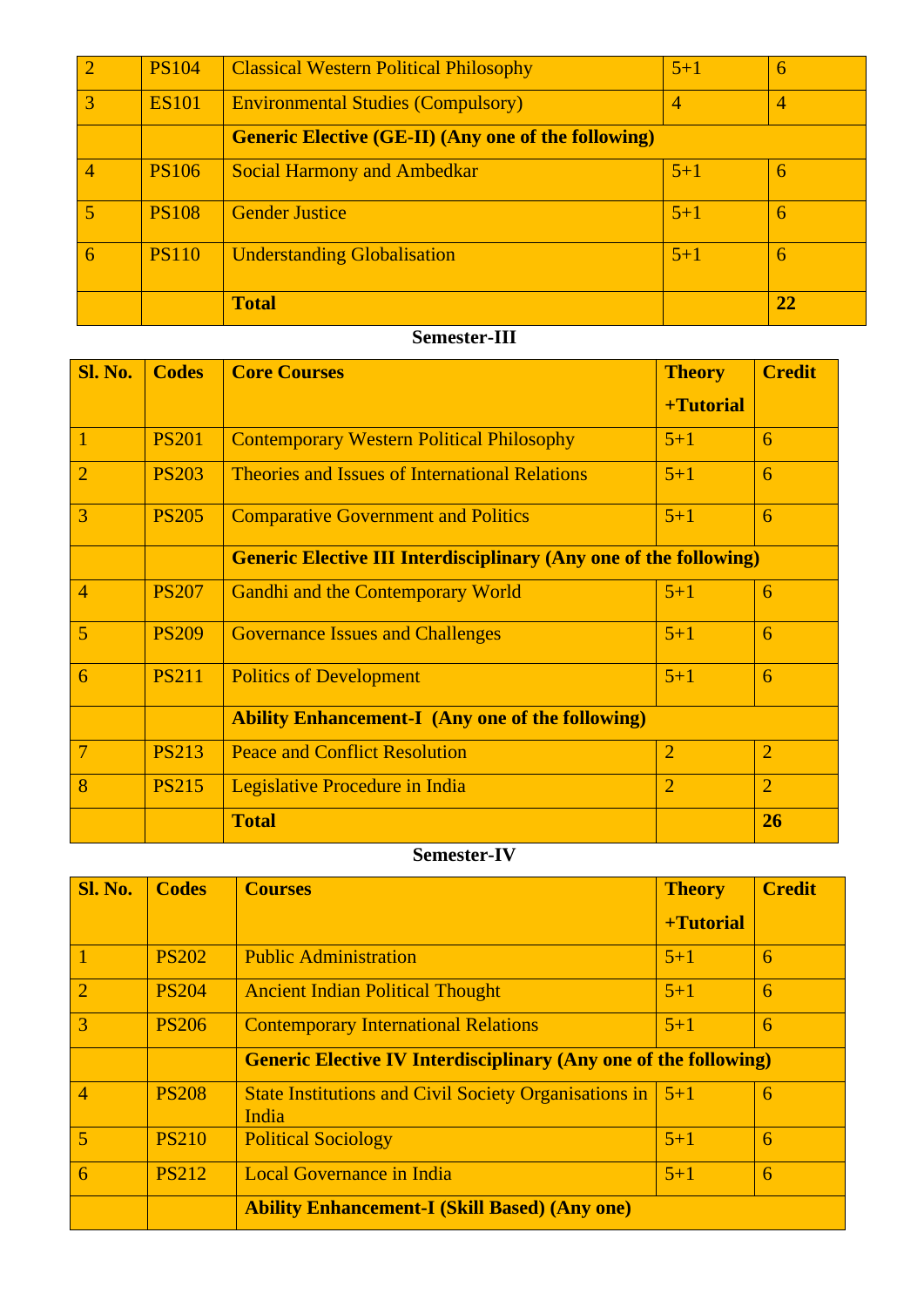| 2 | PS104 | Classical Western Political Philosophy | 5+1 | 6 |
|---|---|---|---|---|
| 3 | ES101 | Environmental Studies (Compulsory) | 4 | 4 |
| | | **Generic Elective (GE-II) (Any one of the following)** | | |
| 4 | PS106 | Social Harmony and Ambedkar | 5+1 | 6 |
| 5 | PS108 | Gender Justice | 5+1 | 6 |
| 6 | PS110 | Understanding Globalisation | 5+1 | 6 |
| | | **Total** | | **22** |

**Semester-III**

| Sl. No. | Codes | Core Courses | Theory +Tutorial | Credit |
|---|---|---|---|---|
| 1 | PS201 | Contemporary Western Political Philosophy | 5+1 | 6 |
| 2 | PS203 | Theories and Issues of International Relations | 5+1 | 6 |
| 3 | PS205 | Comparative Government and Politics | 5+1 | 6 |
| | | **Generic Elective III Interdisciplinary (Any one of the following)** | | |
| 4 | PS207 | Gandhi and the Contemporary World | 5+1 | 6 |
| 5 | PS209 | Governance Issues and Challenges | 5+1 | 6 |
| 6 | PS211 | Politics of Development | 5+1 | 6 |
| | | **Ability Enhancement-I (Any one of the following)** | | |
| 7 | PS213 | Peace and Conflict Resolution | 2 | 2 |
| 8 | PS215 | Legislative Procedure in India | 2 | 2 |
| | | **Total** | | **26** |

**Semester-IV**

| Sl. No. | Codes | Courses | Theory +Tutorial | Credit |
|---|---|---|---|---|
| 1 | PS202 | Public Administration | 5+1 | 6 |
| 2 | PS204 | Ancient Indian Political Thought | 5+1 | 6 |
| 3 | PS206 | Contemporary International Relations | 5+1 | 6 |
| | | **Generic Elective IV Interdisciplinary (Any one of the following)** | | |
| 4 | PS208 | State Institutions and Civil Society Organisations in India | 5+1 | 6 |
| 5 | PS210 | Political Sociology | 5+1 | 6 |
| 6 | PS212 | Local Governance in India | 5+1 | 6 |
| | | **Ability Enhancement-I (Skill Based) (Any one)** | | |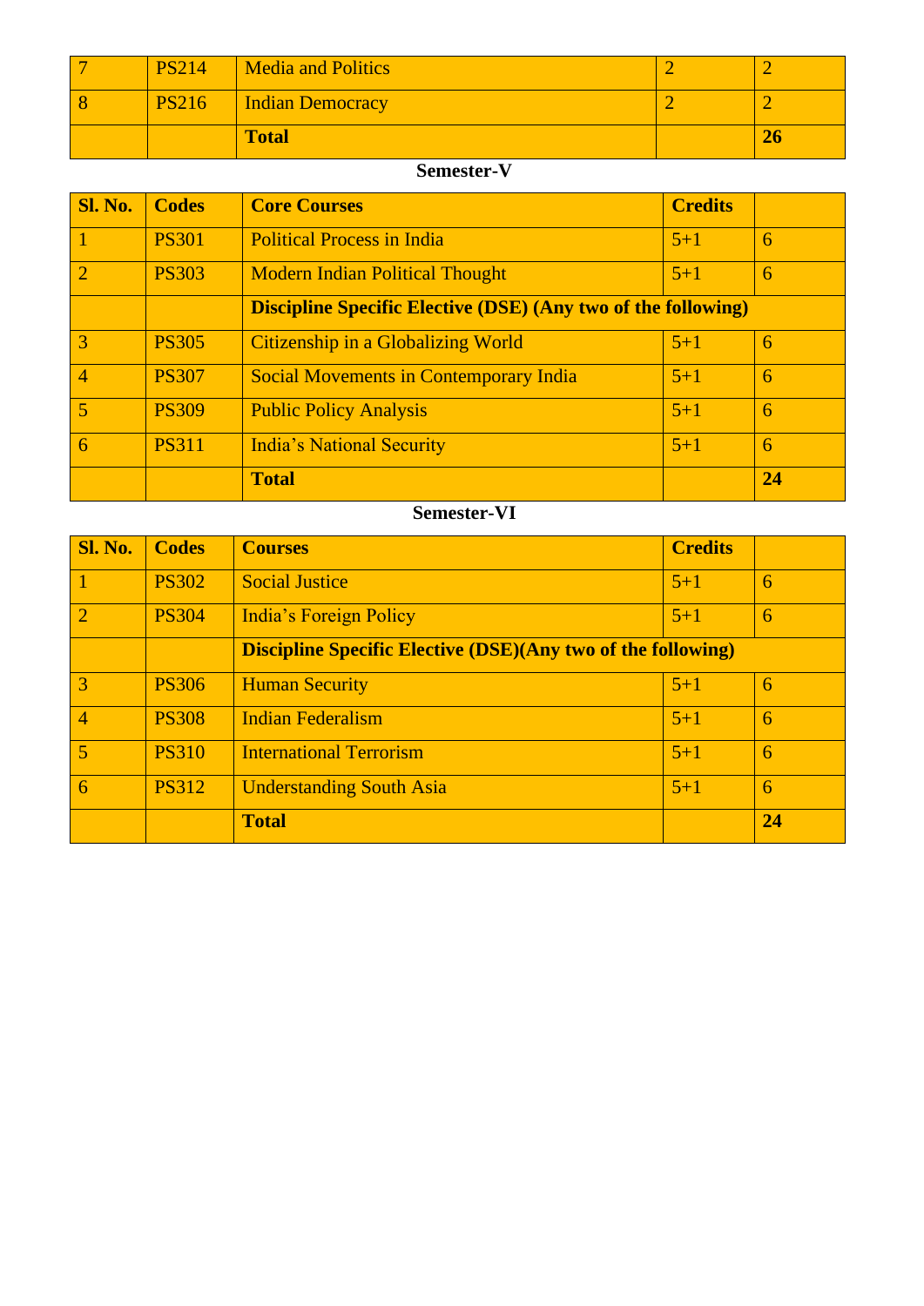| | | | | |
|---|---|---|---|---|
| 7 | PS214 | Media and Politics | 2 | 2 |
| 8 | PS216 | Indian Democracy | 2 | 2 |
| | | **Total** | | **26** |

**Semester-V**

| **Sl. No.** | **Codes** | **Core Courses** | **Credits** | |
|---|---|---|---|---|
| 1 | PS301 | Political Process in India | 5+1 | 6 |
| 2 | PS303 | Modern Indian Political Thought | 5+1 | 6 |
| | | **Discipline Specific Elective (DSE) (Any two of the following)** | | |
| 3 | PS305 | Citizenship in a Globalizing World | 5+1 | 6 |
| 4 | PS307 | Social Movements in Contemporary India | 5+1 | 6 |
| 5 | PS309 | Public Policy Analysis | 5+1 | 6 |
| 6 | PS311 | India's National Security | 5+1 | 6 |
| | | **Total** | | **24** |

**Semester-VI**

| **Sl. No.** | **Codes** | **Courses** | **Credits** | |
|---|---|---|---|---|
| 1 | PS302 | Social Justice | 5+1 | 6 |
| 2 | PS304 | India's Foreign Policy | 5+1 | 6 |
| | | **Discipline Specific Elective (DSE)(Any two of the following)** | | |
| 3 | PS306 | Human Security | 5+1 | 6 |
| 4 | PS308 | Indian Federalism | 5+1 | 6 |
| 5 | PS310 | International Terrorism | 5+1 | 6 |
| 6 | PS312 | Understanding South Asia | 5+1 | 6 |
| | | **Total** | | **24** |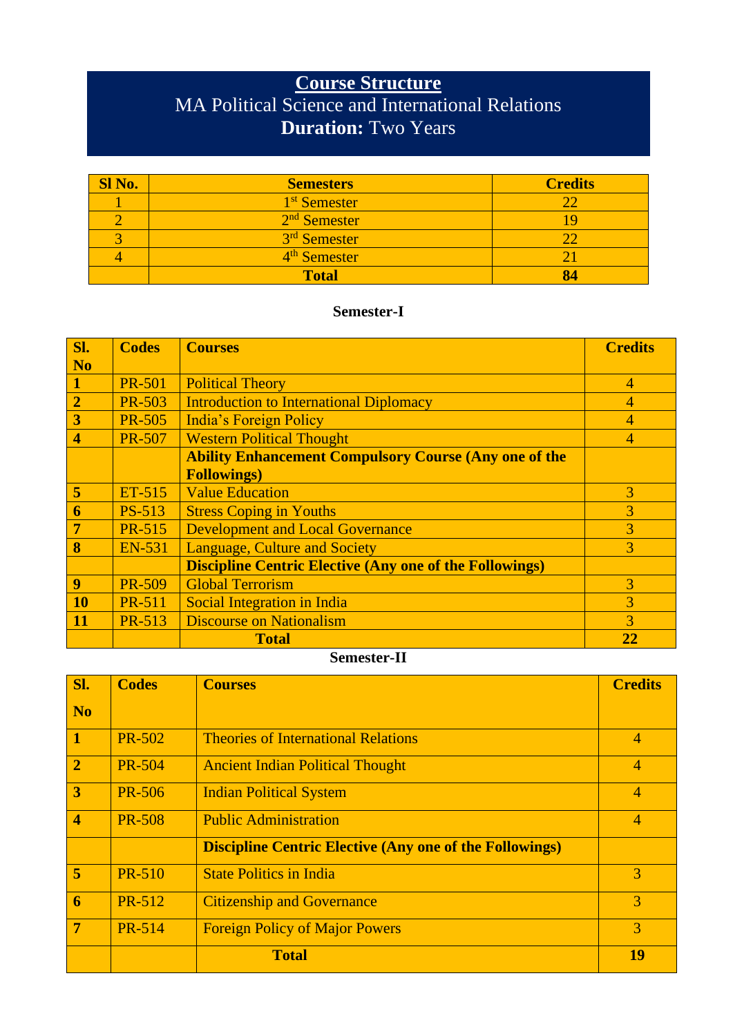# Course Structure

MA Political Science and International Relations

**Duration:** Two Years

| Sl No. | Semesters | Credits |
|---|---|---|
| 1 | 1st Semester | 22 |
| 2 | 2nd Semester | 19 |
| 3 | 3rd Semester | 22 |
| 4 | 4th Semester | 21 |
| | **Total** | **84** |

### Semester-I

| Sl. No | Codes | Courses | Credits |
|---|---|---|---|
| **1** | PR-501 | Political Theory | 4 |
| **2** | PR-503 | Introduction to International Diplomacy | 4 |
| **3** | PR-505 | India's Foreign Policy | 4 |
| **4** | PR-507 | Western Political Thought | 4 |
| | | **Ability Enhancement Compulsory Course (Any one of the Followings)** | |
| **5** | ET-515 | Value Education | 3 |
| **6** | PS-513 | Stress Coping in Youths | 3 |
| **7** | PR-515 | Development and Local Governance | 3 |
| **8** | EN-531 | Language, Culture and Society | 3 |
| | | **Discipline Centric Elective (Any one of the Followings)** | |
| **9** | PR-509 | Global Terrorism | 3 |
| **10** | PR-511 | Social Integration in India | 3 |
| **11** | PR-513 | Discourse on Nationalism | 3 |
| | | **Total** | **22** |

### Semester-II

| Sl. No | Codes | Courses | Credits |
|---|---|---|---|
| **1** | PR-502 | Theories of International Relations | 4 |
| **2** | PR-504 | Ancient Indian Political Thought | 4 |
| **3** | PR-506 | Indian Political System | 4 |
| **4** | PR-508 | Public Administration | 4 |
| | | **Discipline Centric Elective (Any one of the Followings)** | |
| **5** | PR-510 | State Politics in India | 3 |
| **6** | PR-512 | Citizenship and Governance | 3 |
| **7** | PR-514 | Foreign Policy of Major Powers | 3 |
| | | **Total** | **19** |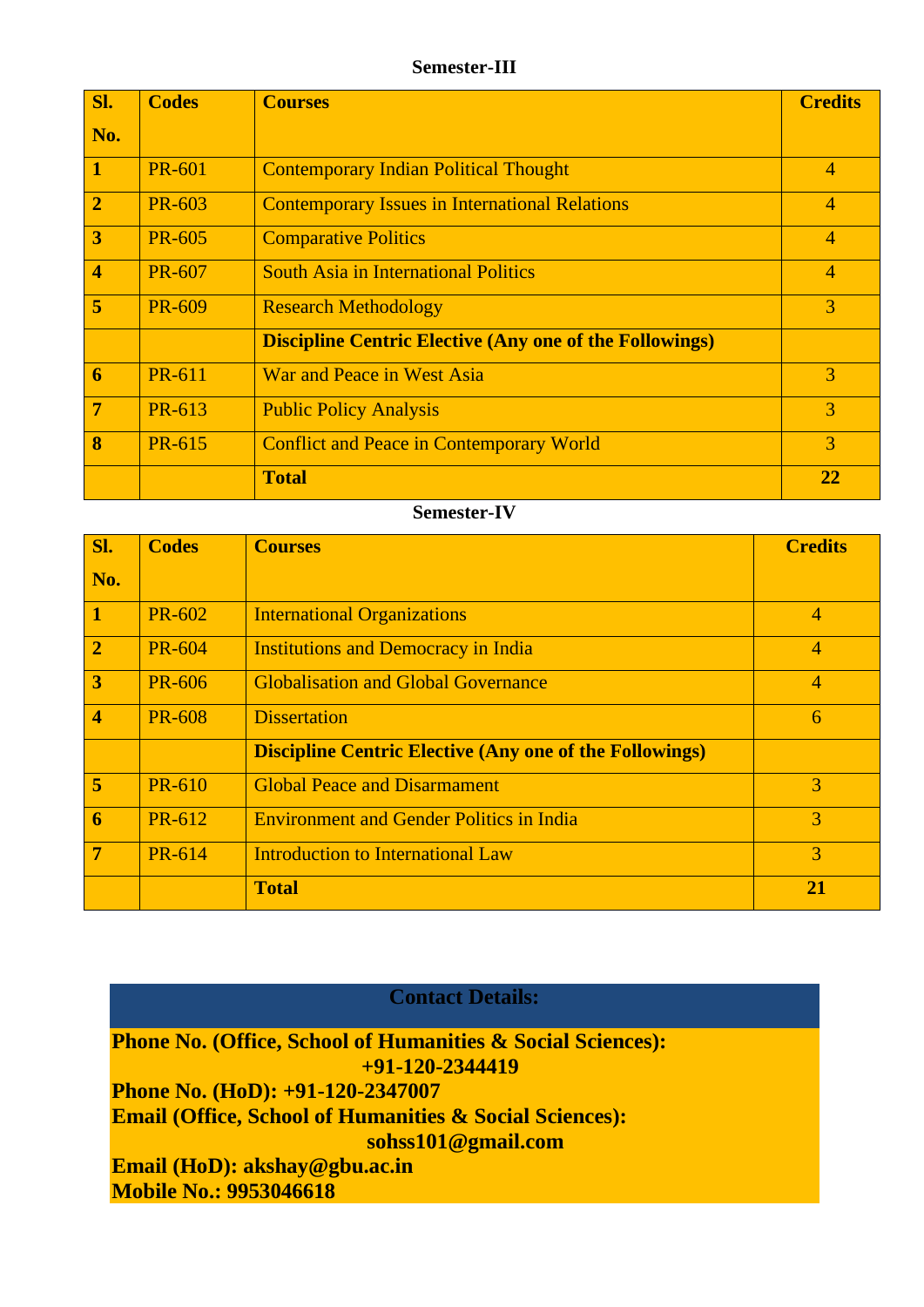## Semester-III

| Sl. No. | Codes | Courses | Credits |
|---|---|---|---|
| 1 | PR-601 | Contemporary Indian Political Thought | 4 |
| 2 | PR-603 | Contemporary Issues in International Relations | 4 |
| 3 | PR-605 | Comparative Politics | 4 |
| 4 | PR-607 | South Asia in International Politics | 4 |
| 5 | PR-609 | Research Methodology | 3 |
| | | **Discipline Centric Elective (Any one of the Followings)** | |
| 6 | PR-611 | War and Peace in West Asia | 3 |
| 7 | PR-613 | Public Policy Analysis | 3 |
| 8 | PR-615 | Conflict and Peace in Contemporary World | 3 |
| | | **Total** | **22** |

## Semester-IV

| Sl. No. | Codes | Courses | Credits |
|---|---|---|---|
| 1 | PR-602 | International Organizations | 4 |
| 2 | PR-604 | Institutions and Democracy in India | 4 |
| 3 | PR-606 | Globalisation and Global Governance | 4 |
| 4 | PR-608 | Dissertation | 6 |
| | | **Discipline Centric Elective (Any one of the Followings)** | |
| 5 | PR-610 | Global Peace and Disarmament | 3 |
| 6 | PR-612 | Environment and Gender Politics in India | 3 |
| 7 | PR-614 | Introduction to International Law | 3 |
| | | **Total** | **21** |

### Contact Details:

**Phone No. (Office, School of Humanities & Social Sciences): +91-120-2344419**
**Phone No. (HoD): +91-120-2347007**
**Email (Office, School of Humanities & Social Sciences): sohss101@gmail.com**
**Email (HoD): akshay@gbu.ac.in**
**Mobile No.: 9953046618**